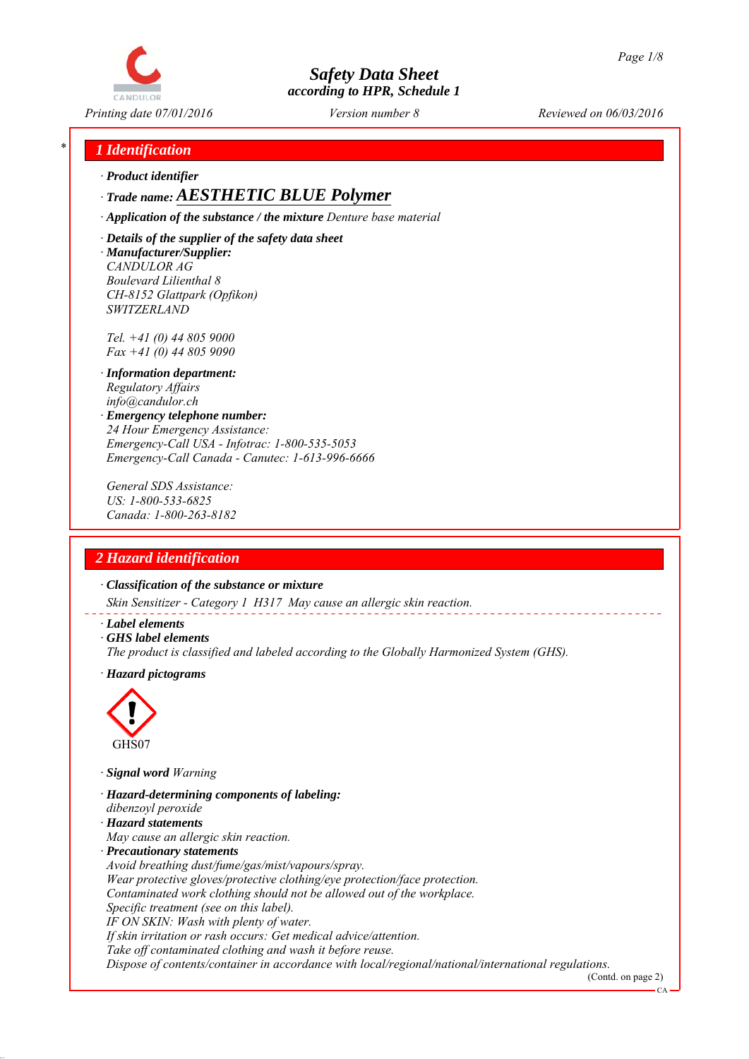# Safety Data Sheet
according to HPR, Schedule 1

Printing date 07/01/2016 | Version number 8 | Reviewed on 06/03/2016

## 1 Identification

· **Product identifier**

· **Trade name: AESTHETIC BLUE Polymer**

· **Application of the substance / the mixture** Denture base material

· **Details of the supplier of the safety data sheet**

· **Manufacturer/Supplier:**
CANDULOR AG
Boulevard Lilienthal 8
CH-8152 Glattpark (Opfikon)
SWITZERLAND

Tel. +41 (0) 44 805 9000
Fax +41 (0) 44 805 9090

· **Information department:**
Regulatory Affairs
info@candulor.ch

· **Emergency telephone number:**
24 Hour Emergency Assistance:
Emergency-Call USA - Infotrac: 1-800-535-5053
Emergency-Call Canada - Canutec: 1-613-996-6666

General SDS Assistance:
US: 1-800-533-6825
Canada: 1-800-263-8182

## 2 Hazard identification

· **Classification of the substance or mixture**

Skin Sensitizer - Category 1 H317 May cause an allergic skin reaction.

· **Label elements**

· **GHS label elements**

The product is classified and labeled according to the Globally Harmonized System (GHS).

· **Hazard pictograms**

GHS07

· **Signal word** Warning

· **Hazard-determining components of labeling:**
dibenzoyl peroxide

· **Hazard statements**
May cause an allergic skin reaction.

· **Precautionary statements**
Avoid breathing dust/fume/gas/mist/vapours/spray.
Wear protective gloves/protective clothing/eye protection/face protection.
Contaminated work clothing should not be allowed out of the workplace.
Specific treatment (see on this label).
IF ON SKIN: Wash with plenty of water.
If skin irritation or rash occurs: Get medical advice/attention.
Take off contaminated clothing and wash it before reuse.
Dispose of contents/container in accordance with local/regional/national/international regulations.

(Contd. on page 2)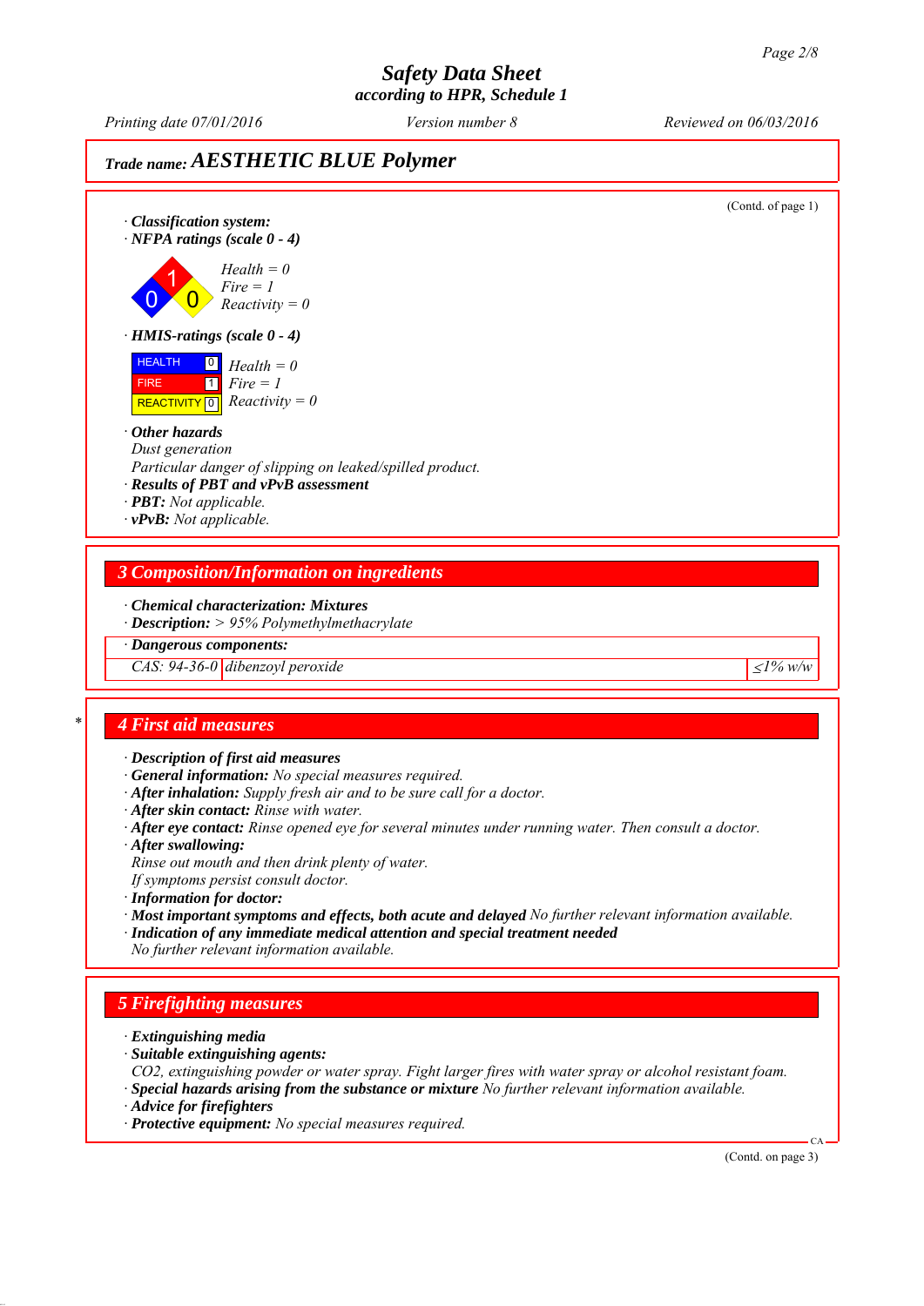# Safety Data Sheet
### according to HPR, Schedule 1

Printing date 07/01/2016 | Version number 8 | Reviewed on 06/03/2016

## Trade name: AESTHETIC BLUE Polymer

(Contd. of page 1)

· **Classification system:**
· **NFPA ratings (scale 0 - 4)**

*Health = 0*
*Fire = 1*
*Reactivity = 0*

· **HMIS-ratings (scale 0 - 4)**

| | | |
|---|---|---|
| HEALTH | 0 | *Health = 0* |
| FIRE | 1 | *Fire = 1* |
| REACTIVITY | 0 | *Reactivity = 0* |

· **Other hazards**
*Dust generation*
*Particular danger of slipping on leaked/spilled product.*
· **Results of PBT and vPvB assessment**
· **PBT:** *Not applicable.*
· **vPvB:** *Not applicable.*

## 3 Composition/Information on ingredients

· **Chemical characterization: Mixtures**
· **Description:** *> 95% Polymethylmethacrylate*

| · Dangerous components: | | |
|---|---|---|
| CAS: 94-36-0 | dibenzoyl peroxide | ≤1% w/w |

\* 

## 4 First aid measures

· **Description of first aid measures**
· **General information:** *No special measures required.*
· **After inhalation:** *Supply fresh air and to be sure call for a doctor.*
· **After skin contact:** *Rinse with water.*
· **After eye contact:** *Rinse opened eye for several minutes under running water. Then consult a doctor.*
· **After swallowing:**
*Rinse out mouth and then drink plenty of water.*
*If symptoms persist consult doctor.*
· **Information for doctor:**
· **Most important symptoms and effects, both acute and delayed** *No further relevant information available.*
· **Indication of any immediate medical attention and special treatment needed**
*No further relevant information available.*

## 5 Firefighting measures

· **Extinguishing media**
· **Suitable extinguishing agents:**
*$CO_2$, extinguishing powder or water spray. Fight larger fires with water spray or alcohol resistant foam.*
· **Special hazards arising from the substance or mixture** *No further relevant information available.*
· **Advice for firefighters**
· **Protective equipment:** *No special measures required.*

(Contd. on page 3)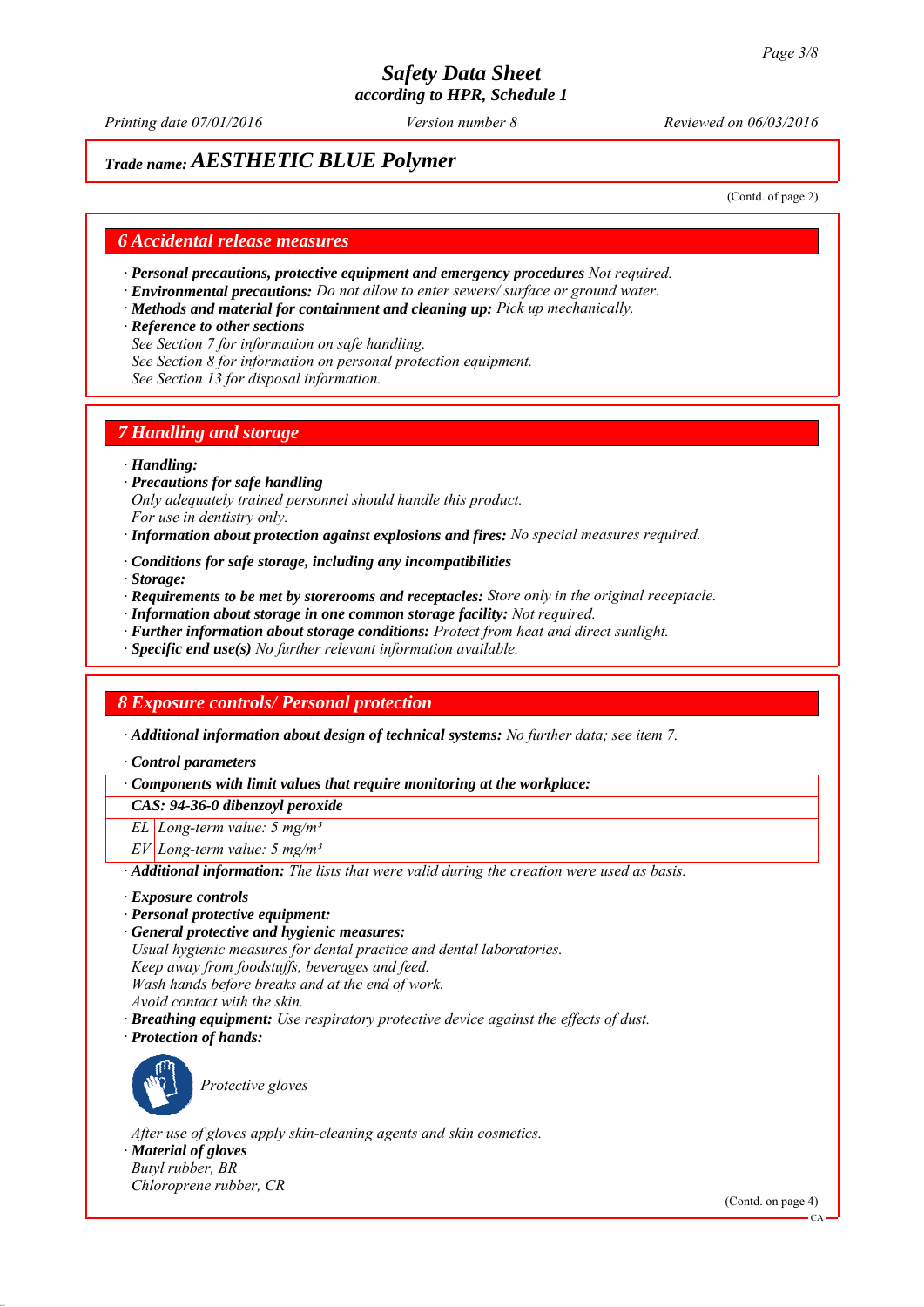*Safety Data Sheet*
*according to HPR, Schedule 1*

*Printing date 07/01/2016* *Version number 8* *Reviewed on 06/03/2016*

*Trade name:* ***AESTHETIC BLUE Polymer***

(Contd. of page 2)

## 6 Accidental release measures

· ***Personal precautions, protective equipment and emergency procedures*** *Not required.*
· ***Environmental precautions:*** *Do not allow to enter sewers/ surface or ground water.*
· ***Methods and material for containment and cleaning up:*** *Pick up mechanically.*
· ***Reference to other sections***
*See Section 7 for information on safe handling.*
*See Section 8 for information on personal protection equipment.*
*See Section 13 for disposal information.*

## 7 Handling and storage

· ***Handling:***
· ***Precautions for safe handling***
*Only adequately trained personnel should handle this product.*
*For use in dentistry only.*
· ***Information about protection against explosions and fires:*** *No special measures required.*

· ***Conditions for safe storage, including any incompatibilities***
· ***Storage:***
· ***Requirements to be met by storerooms and receptacles:*** *Store only in the original receptacle.*
· ***Information about storage in one common storage facility:*** *Not required.*
· ***Further information about storage conditions:*** *Protect from heat and direct sunlight.*
· ***Specific end use(s)*** *No further relevant information available.*

## 8 Exposure controls/ Personal protection

· ***Additional information about design of technical systems:*** *No further data; see item 7.*

· ***Control parameters***

| · Components with limit values that require monitoring at the workplace: | |
|---|---|
| **CAS: 94-36-0 dibenzoyl peroxide** | |
| EL | Long-term value: 5 mg/m³ |
| EV | Long-term value: 5 mg/m³ |

· ***Additional information:*** *The lists that were valid during the creation were used as basis.*

· ***Exposure controls***
· ***Personal protective equipment:***
· ***General protective and hygienic measures:***
*Usual hygienic measures for dental practice and dental laboratories.*
*Keep away from foodstuffs, beverages and feed.*
*Wash hands before breaks and at the end of work.*
*Avoid contact with the skin.*
· ***Breathing equipment:*** *Use respiratory protective device against the effects of dust.*
· ***Protection of hands:***

*Protective gloves*

*After use of gloves apply skin-cleaning agents and skin cosmetics.*
· ***Material of gloves***
*Butyl rubber, BR*
*Chloroprene rubber, CR*

(Contd. on page 4)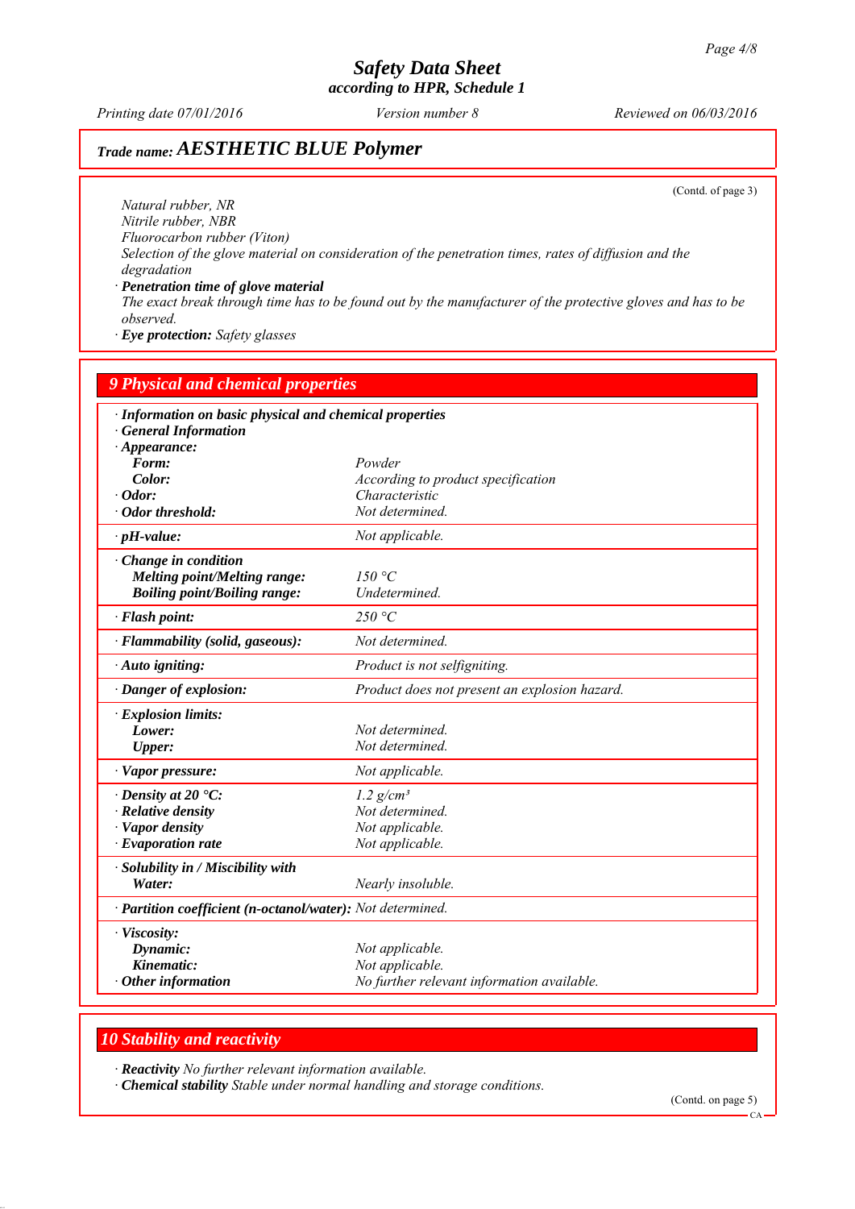(Contd. of page 3)

*Natural rubber, NR*
*Nitrile rubber, NBR*
*Fluorocarbon rubber (Viton)*
*Selection of the glove material on consideration of the penetration times, rates of diffusion and the degradation*

· **Penetration time of glove material**
*The exact break through time has to be found out by the manufacturer of the protective gloves and has to be observed.*

· **Eye protection:** *Safety glasses*

## 9 Physical and chemical properties

· **Information on basic physical and chemical properties**
· **General Information**

| | |
|---|---|
| · **Appearance:** | |
| **Form:** | *Powder* |
| **Color:** | *According to product specification* |
| · **Odor:** | *Characteristic* |
| · **Odor threshold:** | *Not determined.* |
| · **pH-value:** | *Not applicable.* |
| · **Change in condition** | |
| **Melting point/Melting range:** | *150 °C* |
| **Boiling point/Boiling range:** | *Undetermined.* |
| · **Flash point:** | *250 °C* |
| · **Flammability (solid, gaseous):** | *Not determined.* |
| · **Auto igniting:** | *Product is not selfigniting.* |
| · **Danger of explosion:** | *Product does not present an explosion hazard.* |
| · **Explosion limits:** | |
| **Lower:** | *Not determined.* |
| **Upper:** | *Not determined.* |
| · **Vapor pressure:** | *Not applicable.* |
| · **Density at 20 °C:** | *1.2 g/cm³* |
| · **Relative density** | *Not determined.* |
| · **Vapor density** | *Not applicable.* |
| · **Evaporation rate** | *Not applicable.* |
| · **Solubility in / Miscibility with** | |
| **Water:** | *Nearly insoluble.* |
| · **Partition coefficient (n-octanol/water):** | *Not determined.* |
| · **Viscosity:** | |
| **Dynamic:** | *Not applicable.* |
| **Kinematic:** | *Not applicable.* |
| · **Other information** | *No further relevant information available.* |

## 10 Stability and reactivity

· **Reactivity** *No further relevant information available.*
· **Chemical stability** *Stable under normal handling and storage conditions.*

(Contd. on page 5)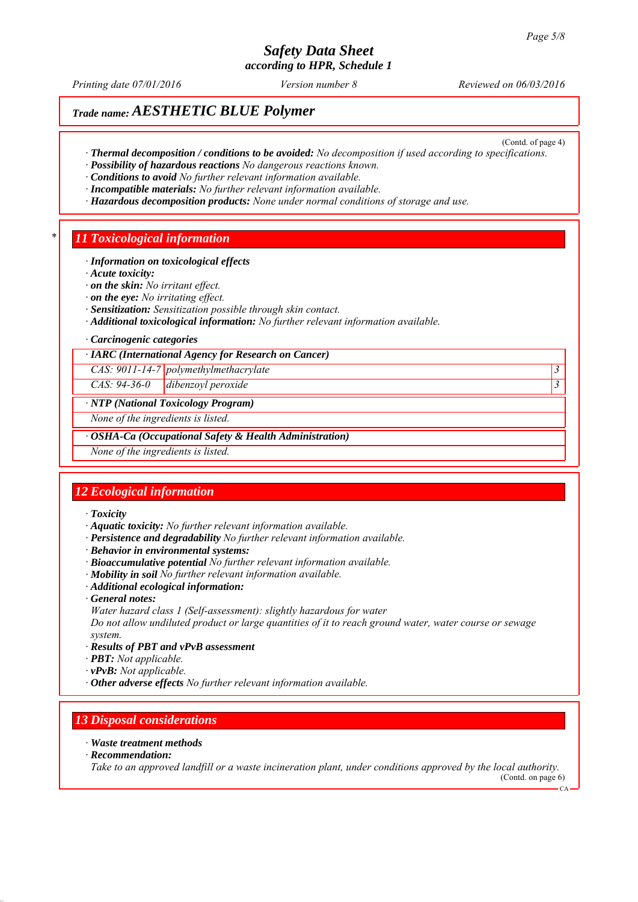## Trade name: AESTHETIC BLUE Polymer

(Contd. of page 4)

· **Thermal decomposition / conditions to be avoided:** *No decomposition if used according to specifications.*
· **Possibility of hazardous reactions** *No dangerous reactions known.*
· **Conditions to avoid** *No further relevant information available.*
· **Incompatible materials:** *No further relevant information available.*
· **Hazardous decomposition products:** *None under normal conditions of storage and use.*

## * 11 Toxicological information

· **Information on toxicological effects**
· **Acute toxicity:**
· **on the skin:** *No irritant effect.*
· **on the eye:** *No irritating effect.*
· **Sensitization:** *Sensitization possible through skin contact.*
· **Additional toxicological information:** *No further relevant information available.*

· **Carcinogenic categories**

| · IARC (International Agency for Research on Cancer) | | |
|---|---|---|
| CAS: 9011-14-7 | polymethylmethacrylate | 3 |
| CAS: 94-36-0 | dibenzoyl peroxide | 3 |

| · NTP (National Toxicology Program) |
|---|
| None of the ingredients is listed. |

| · OSHA-Ca (Occupational Safety & Health Administration) |
|---|
| None of the ingredients is listed. |

## 12 Ecological information

· **Toxicity**
· **Aquatic toxicity:** *No further relevant information available.*
· **Persistence and degradability** *No further relevant information available.*
· **Behavior in environmental systems:**
· **Bioaccumulative potential** *No further relevant information available.*
· **Mobility in soil** *No further relevant information available.*
· **Additional ecological information:**
· **General notes:**
*Water hazard class 1 (Self-assessment): slightly hazardous for water*
*Do not allow undiluted product or large quantities of it to reach ground water, water course or sewage system.*
· **Results of PBT and vPvB assessment**
· **PBT:** *Not applicable.*
· **vPvB:** *Not applicable.*
· **Other adverse effects** *No further relevant information available.*

## 13 Disposal considerations

· **Waste treatment methods**
· **Recommendation:**
*Take to an approved landfill or a waste incineration plant, under conditions approved by the local authority.*

(Contd. on page 6)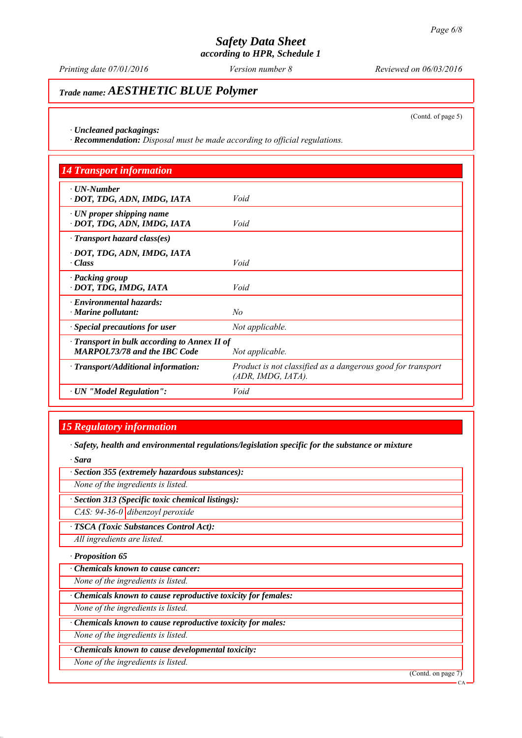# Safety Data Sheet

**according to HPR, Schedule 1**

*Printing date 07/01/2016* *Version number 8* *Reviewed on 06/03/2016*

## *Trade name:* ***AESTHETIC BLUE Polymer***

(Contd. of page 5)

· ***Uncleaned packagings:***

· ***Recommendation:*** *Disposal must be made according to official regulations.*

## 14 Transport information

| | |
|---|---|
| · ***UN-Number***<br>· ***DOT, TDG, ADN, IMDG, IATA*** | *Void* |
| · ***UN proper shipping name***<br>· ***DOT, TDG, ADN, IMDG, IATA*** | *Void* |
| · ***Transport hazard class(es)*** | |
| · ***DOT, TDG, ADN, IMDG, IATA***<br>· ***Class*** | *Void* |
| · ***Packing group***<br>· ***DOT, TDG, IMDG, IATA*** | *Void* |
| · ***Environmental hazards:***<br>· ***Marine pollutant:*** | *No* |
| · ***Special precautions for user*** | *Not applicable.* |
| · ***Transport in bulk according to Annex II of MARPOL73/78 and the IBC Code*** | *Not applicable.* |
| · ***Transport/Additional information:*** | *Product is not classified as a dangerous good for transport (ADR, IMDG, IATA).* |
| · ***UN "Model Regulation":*** | *Void* |

## 15 Regulatory information

· ***Safety, health and environmental regulations/legislation specific for the substance or mixture***

· ***Sara***

· ***Section 355 (extremely hazardous substances):***

*None of the ingredients is listed.*

· ***Section 313 (Specific toxic chemical listings):***

| | |
|---|---|
| *CAS: 94-36-0* | *dibenzoyl peroxide* |

· ***TSCA (Toxic Substances Control Act):***

*All ingredients are listed.*

· ***Proposition 65***

· ***Chemicals known to cause cancer:***

*None of the ingredients is listed.*

· ***Chemicals known to cause reproductive toxicity for females:***

*None of the ingredients is listed.*

· ***Chemicals known to cause reproductive toxicity for males:***

*None of the ingredients is listed.*

· ***Chemicals known to cause developmental toxicity:***

*None of the ingredients is listed.*

(Contd. on page 7)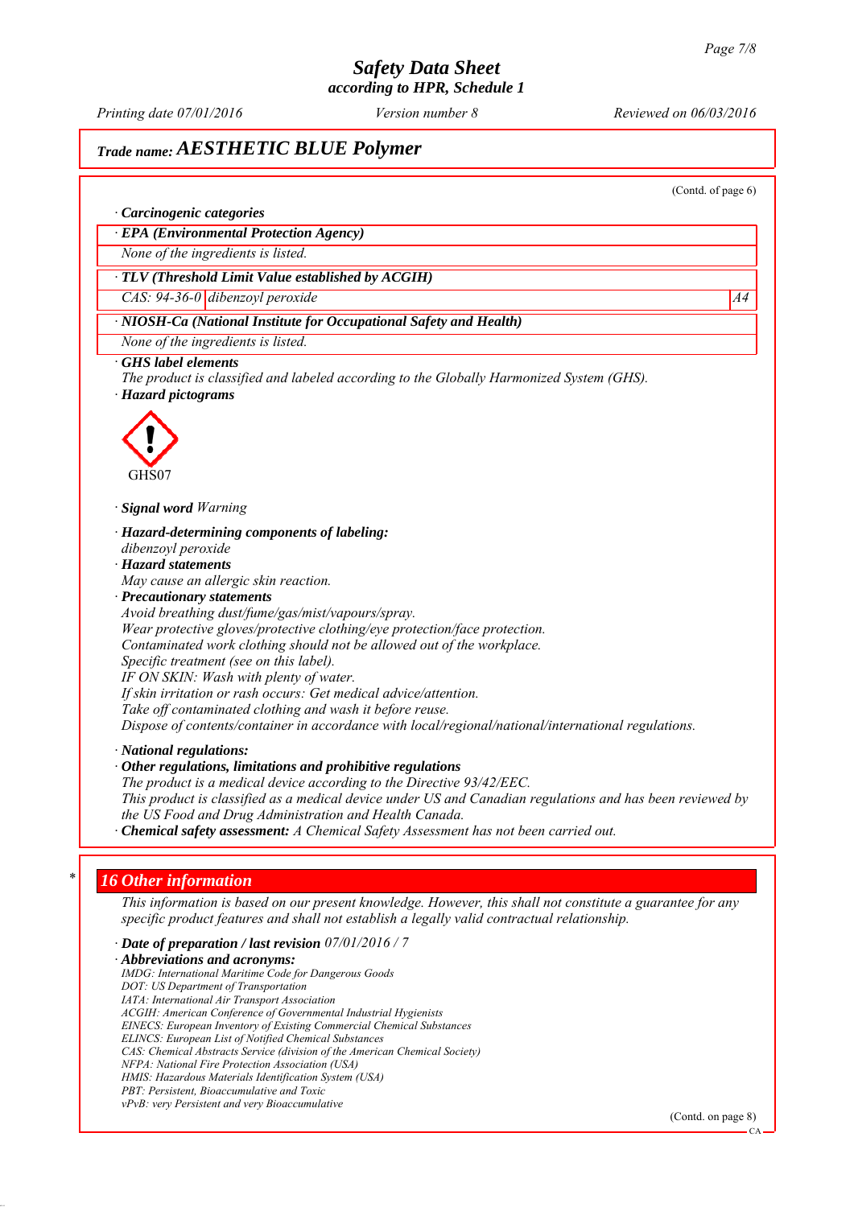## Trade name: AESTHETIC BLUE Polymer

(Contd. of page 6)

· **Carcinogenic categories**

· **EPA (Environmental Protection Agency)**

*None of the ingredients is listed.*

· **TLV (Threshold Limit Value established by ACGIH)**

| CAS: 94-36-0 | dibenzoyl peroxide | A4 |
|---|---|---|

· **NIOSH-Ca (National Institute for Occupational Safety and Health)**

*None of the ingredients is listed.*

· **GHS label elements**
*The product is classified and labeled according to the Globally Harmonized System (GHS).*
· **Hazard pictograms**

GHS07

· **Signal word** *Warning*

· **Hazard-determining components of labeling:**
*dibenzoyl peroxide*
· **Hazard statements**
*May cause an allergic skin reaction.*
· **Precautionary statements**
*Avoid breathing dust/fume/gas/mist/vapours/spray.*
*Wear protective gloves/protective clothing/eye protection/face protection.*
*Contaminated work clothing should not be allowed out of the workplace.*
*Specific treatment (see on this label).*
*IF ON SKIN: Wash with plenty of water.*
*If skin irritation or rash occurs: Get medical advice/attention.*
*Take off contaminated clothing and wash it before reuse.*
*Dispose of contents/container in accordance with local/regional/national/international regulations.*

· **National regulations:**
· **Other regulations, limitations and prohibitive regulations**
*The product is a medical device according to the Directive 93/42/EEC.*
*This product is classified as a medical device under US and Canadian regulations and has been reviewed by the US Food and Drug Administration and Health Canada.*
· **Chemical safety assessment:** *A Chemical Safety Assessment has not been carried out.*

## * 16 Other information

*This information is based on our present knowledge. However, this shall not constitute a guarantee for any specific product features and shall not establish a legally valid contractual relationship.*

· **Date of preparation / last revision** *07/01/2016 / 7*
· **Abbreviations and acronyms:**
*IMDG: International Maritime Code for Dangerous Goods*
*DOT: US Department of Transportation*
*IATA: International Air Transport Association*
*ACGIH: American Conference of Governmental Industrial Hygienists*
*EINECS: European Inventory of Existing Commercial Chemical Substances*
*ELINCS: European List of Notified Chemical Substances*
*CAS: Chemical Abstracts Service (division of the American Chemical Society)*
*NFPA: National Fire Protection Association (USA)*
*HMIS: Hazardous Materials Identification System (USA)*
*PBT: Persistent, Bioaccumulative and Toxic*
*vPvB: very Persistent and very Bioaccumulative*

(Contd. on page 8)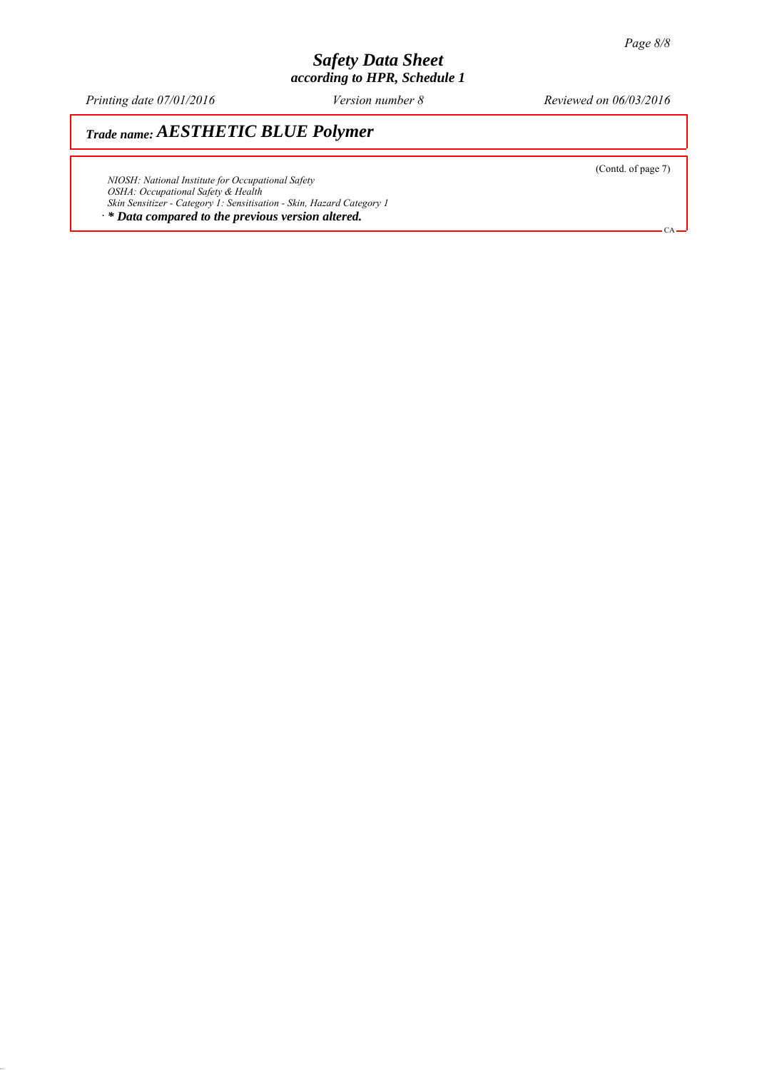*Safety Data Sheet*
*according to HPR, Schedule 1*

*Printing date 07/01/2016* *Version number 8* *Reviewed on 06/03/2016*

## *Trade name: AESTHETIC BLUE Polymer*

(Contd. of page 7)

*NIOSH: National Institute for Occupational Safety*
*OSHA: Occupational Safety & Health*
*Skin Sensitizer - Category 1: Sensitisation - Skin, Hazard Category 1*

· ***\* Data compared to the previous version altered.***

CA